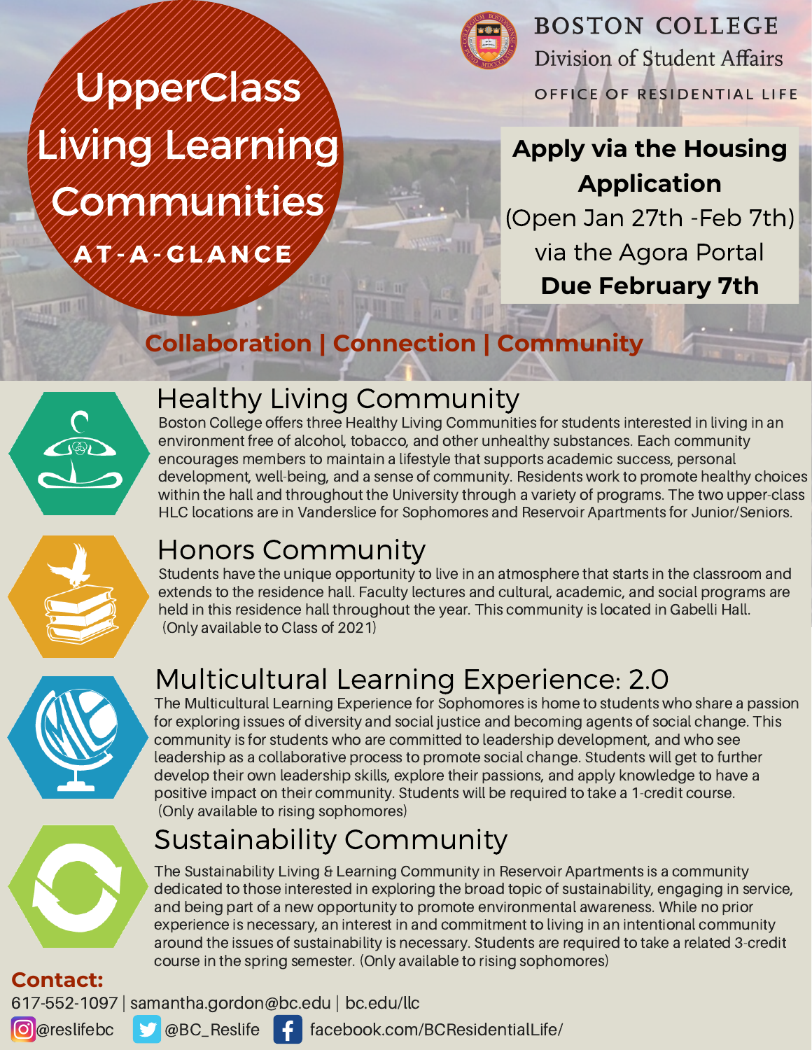# UpperClass Living Learning Communities

## AT-A-GLANCE

**BOSTON COLLEGE**
Division of Student Affairs
OFFICE OF RESIDENTIAL LIFE

**Apply via the Housing Application**
(Open Jan 27th -Feb 7th)
via the Agora Portal
**Due February 7th**

**Collaboration | Connection | Community**

## Healthy Living Community

Boston College offers three Healthy Living Communities for students interested in living in an environment free of alcohol, tobacco, and other unhealthy substances. Each community encourages members to maintain a lifestyle that supports academic success, personal development, well-being, and a sense of community. Residents work to promote healthy choices within the hall and throughout the University through a variety of programs. The two upper-class HLC locations are in Vanderslice for Sophomores and Reservoir Apartments for Junior/Seniors.

## Honors Community

Students have the unique opportunity to live in an atmosphere that starts in the classroom and extends to the residence hall. Faculty lectures and cultural, academic, and social programs are held in this residence hall throughout the year. This community is located in Gabelli Hall. (Only available to Class of 2021)

## Multicultural Learning Experience: 2.0

The Multicultural Learning Experience for Sophomores is home to students who share a passion for exploring issues of diversity and social justice and becoming agents of social change. This community is for students who are committed to leadership development, and who see leadership as a collaborative process to promote social change. Students will get to further develop their own leadership skills, explore their passions, and apply knowledge to have a positive impact on their community. Students will be required to take a 1-credit course. (Only available to rising sophomores)

## Sustainability Community

The Sustainability Living & Learning Community in Reservoir Apartments is a community dedicated to those interested in exploring the broad topic of sustainability, engaging in service, and being part of a new opportunity to promote environmental awareness. While no prior experience is necessary, an interest in and commitment to living in an intentional community around the issues of sustainability is necessary. Students are required to take a related 3-credit course in the spring semester. (Only available to rising sophomores)

**Contact:**

617-552-1097 | samantha.gordon@bc.edu | bc.edu/llc

@reslifebc | @BC_Reslife | facebook.com/BCResidentialLife/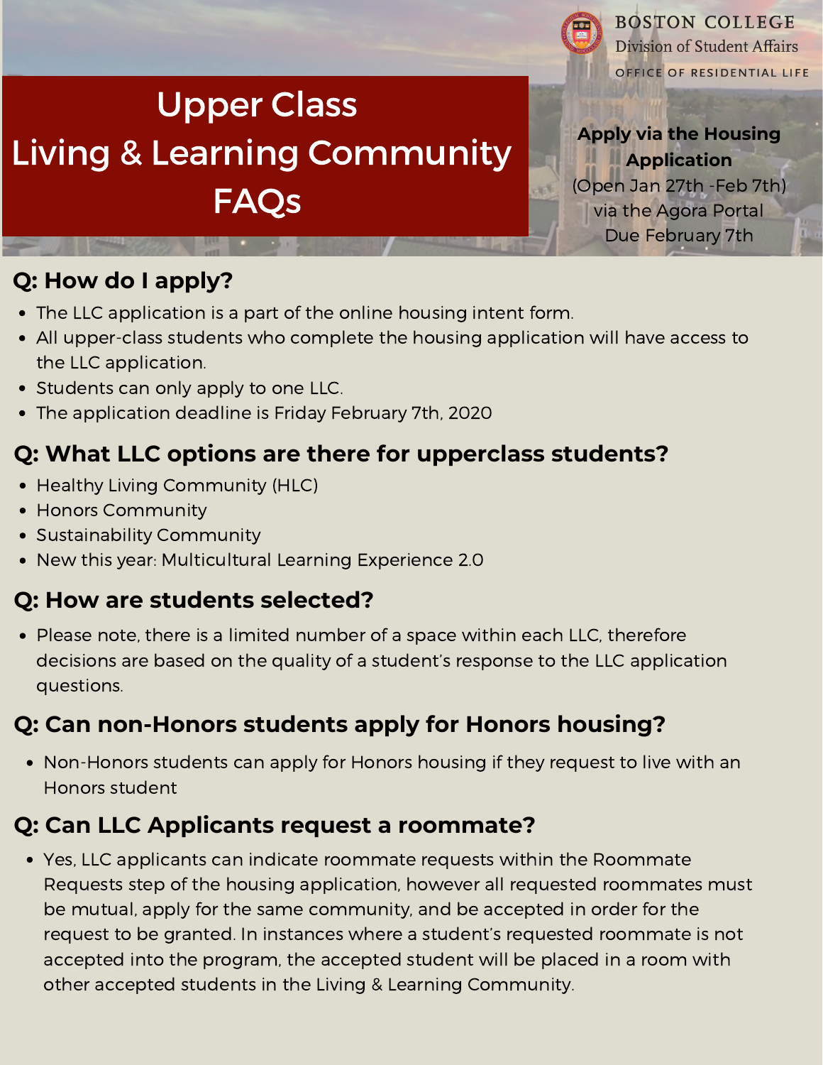BOSTON COLLEGE
Division of Student Affairs
OFFICE OF RESIDENTIAL LIFE

# Upper Class Living & Learning Community FAQs

**Apply via the Housing Application**
(Open Jan 27th -Feb 7th)
via the Agora Portal
Due February 7th

## Q: How do I apply?

- The LLC application is a part of the online housing intent form.
- All upper-class students who complete the housing application will have access to the LLC application.
- Students can only apply to one LLC.
- The application deadline is Friday February 7th, 2020

## Q: What LLC options are there for upperclass students?

- Healthy Living Community (HLC)
- Honors Community
- Sustainability Community
- New this year: Multicultural Learning Experience 2.0

## Q: How are students selected?

- Please note, there is a limited number of a space within each LLC, therefore decisions are based on the quality of a student's response to the LLC application questions.

## Q: Can non-Honors students apply for Honors housing?

- Non-Honors students can apply for Honors housing if they request to live with an Honors student

## Q: Can LLC Applicants request a roommate?

- Yes, LLC applicants can indicate roommate requests within the Roommate Requests step of the housing application, however all requested roommates must be mutual, apply for the same community, and be accepted in order for the request to be granted. In instances where a student's requested roommate is not accepted into the program, the accepted student will be placed in a room with other accepted students in the Living & Learning Community.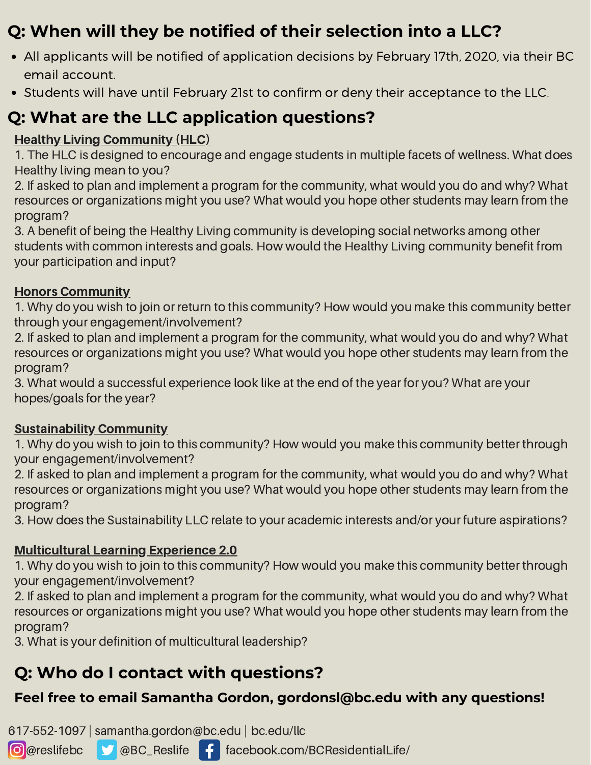## Q: When will they be notified of their selection into a LLC?

- All applicants will be notified of application decisions by February 17th, 2020, via their BC email account.
- Students will have until February 21st to confirm or deny their acceptance to the LLC.

## Q: What are the LLC application questions?

**Healthy Living Community (HLC)**

1. The HLC is designed to encourage and engage students in multiple facets of wellness. What does Healthy living mean to you?
2. If asked to plan and implement a program for the community, what would you do and why? What resources or organizations might you use? What would you hope other students may learn from the program?
3. A benefit of being the Healthy Living community is developing social networks among other students with common interests and goals. How would the Healthy Living community benefit from your participation and input?

**Honors Community**

1. Why do you wish to join or return to this community? How would you make this community better through your engagement/involvement?
2. If asked to plan and implement a program for the community, what would you do and why? What resources or organizations might you use? What would you hope other students may learn from the program?
3. What would a successful experience look like at the end of the year for you? What are your hopes/goals for the year?

**Sustainability Community**

1. Why do you wish to join to this community? How would you make this community better through your engagement/involvement?
2. If asked to plan and implement a program for the community, what would you do and why? What resources or organizations might you use? What would you hope other students may learn from the program?
3. How does the Sustainability LLC relate to your academic interests and/or your future aspirations?

**Multicultural Learning Experience 2.0**

1. Why do you wish to join to this community? How would you make this community better through your engagement/involvement?
2. If asked to plan and implement a program for the community, what would you do and why? What resources or organizations might you use? What would you hope other students may learn from the program?
3. What is your definition of multicultural leadership?

## Q: Who do I contact with questions?

**Feel free to email Samantha Gordon, gordonsl@bc.edu with any questions!**

617-552-1097 | samantha.gordon@bc.edu | bc.edu/llc

@reslifebc @BC_Reslife facebook.com/BCResidentialLife/